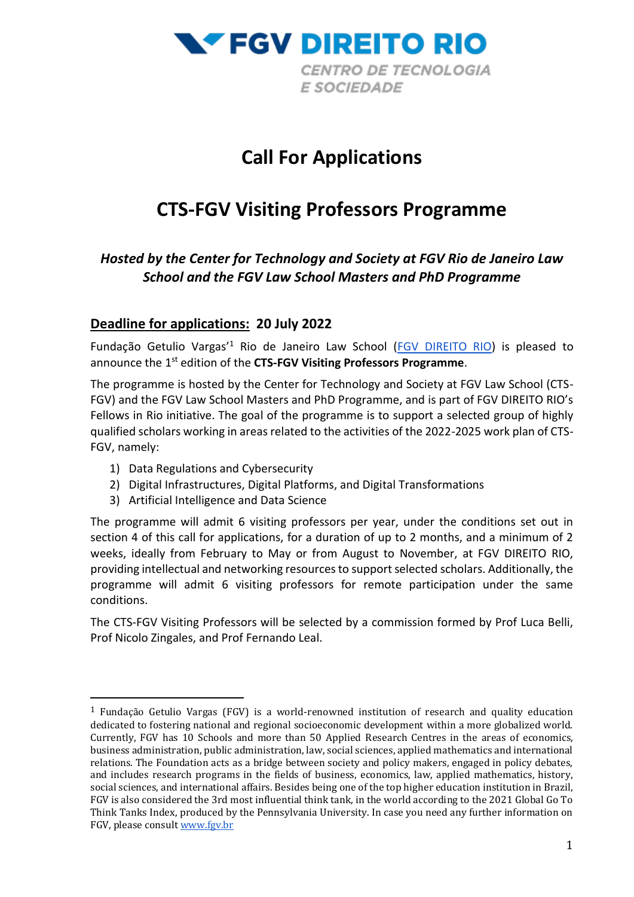FGV DIREITO RIO

CENTRO DE TECNOLOGIA E SOCIEDADE

# Call For Applications

# CTS-FGV Visiting Professors Programme

### *Hosted by the Center for Technology and Society at FGV Rio de Janeiro Law School and the FGV Law School Masters and PhD Programme*

## Deadline for applications: 20 July 2022

Fundação Getulio Vargas'[1] Rio de Janeiro Law School (FGV DIREITO RIO) is pleased to announce the 1st edition of the **CTS-FGV Visiting Professors Programme**.

The programme is hosted by the Center for Technology and Society at FGV Law School (CTS-FGV) and the FGV Law School Masters and PhD Programme, and is part of FGV DIREITO RIO's Fellows in Rio initiative. The goal of the programme is to support a selected group of highly qualified scholars working in areas related to the activities of the 2022-2025 work plan of CTS-FGV, namely:

1) Data Regulations and Cybersecurity
2) Digital Infrastructures, Digital Platforms, and Digital Transformations
3) Artificial Intelligence and Data Science

The programme will admit 6 visiting professors per year, under the conditions set out in section 4 of this call for applications, for a duration of up to 2 months, and a minimum of 2 weeks, ideally from February to May or from August to November, at FGV DIREITO RIO, providing intellectual and networking resources to support selected scholars. Additionally, the programme will admit 6 visiting professors for remote participation under the same conditions.

The CTS-FGV Visiting Professors will be selected by a commission formed by Prof Luca Belli, Prof Nicolo Zingales, and Prof Fernando Leal.

---

[1] Fundação Getulio Vargas (FGV) is a world-renowned institution of research and quality education dedicated to fostering national and regional socioeconomic development within a more globalized world. Currently, FGV has 10 Schools and more than 50 Applied Research Centres in the areas of economics, business administration, public administration, law, social sciences, applied mathematics and international relations. The Foundation acts as a bridge between society and policy makers, engaged in policy debates, and includes research programs in the fields of business, economics, law, applied mathematics, history, social sciences, and international affairs. Besides being one of the top higher education institution in Brazil, FGV is also considered the 3rd most influential think tank, in the world according to the 2021 Global Go To Think Tanks Index, produced by the Pennsylvania University. In case you need any further information on FGV, please consult www.fgv.br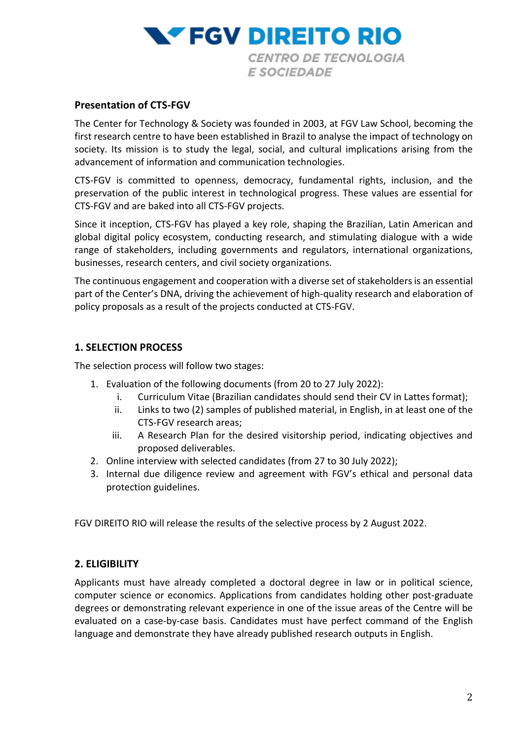## Presentation of CTS-FGV

The Center for Technology & Society was founded in 2003, at FGV Law School, becoming the first research centre to have been established in Brazil to analyse the impact of technology on society. Its mission is to study the legal, social, and cultural implications arising from the advancement of information and communication technologies.

CTS-FGV is committed to openness, democracy, fundamental rights, inclusion, and the preservation of the public interest in technological progress. These values are essential for CTS-FGV and are baked into all CTS-FGV projects.

Since it inception, CTS-FGV has played a key role, shaping the Brazilian, Latin American and global digital policy ecosystem, conducting research, and stimulating dialogue with a wide range of stakeholders, including governments and regulators, international organizations, businesses, research centers, and civil society organizations.

The continuous engagement and cooperation with a diverse set of stakeholders is an essential part of the Center's DNA, driving the achievement of high-quality research and elaboration of policy proposals as a result of the projects conducted at CTS-FGV.

## 1. SELECTION PROCESS

The selection process will follow two stages:

1. Evaluation of the following documents (from 20 to 27 July 2022):
    - i. Curriculum Vitae (Brazilian candidates should send their CV in Lattes format);
    - ii. Links to two (2) samples of published material, in English, in at least one of the CTS-FGV research areas;
    - iii. A Research Plan for the desired visitorship period, indicating objectives and proposed deliverables.
2. Online interview with selected candidates (from 27 to 30 July 2022);
3. Internal due diligence review and agreement with FGV's ethical and personal data protection guidelines.

FGV DIREITO RIO will release the results of the selective process by 2 August 2022.

## 2. ELIGIBILITY

Applicants must have already completed a doctoral degree in law or in political science, computer science or economics. Applications from candidates holding other post-graduate degrees or demonstrating relevant experience in one of the issue areas of the Centre will be evaluated on a case-by-case basis. Candidates must have perfect command of the English language and demonstrate they have already published research outputs in English.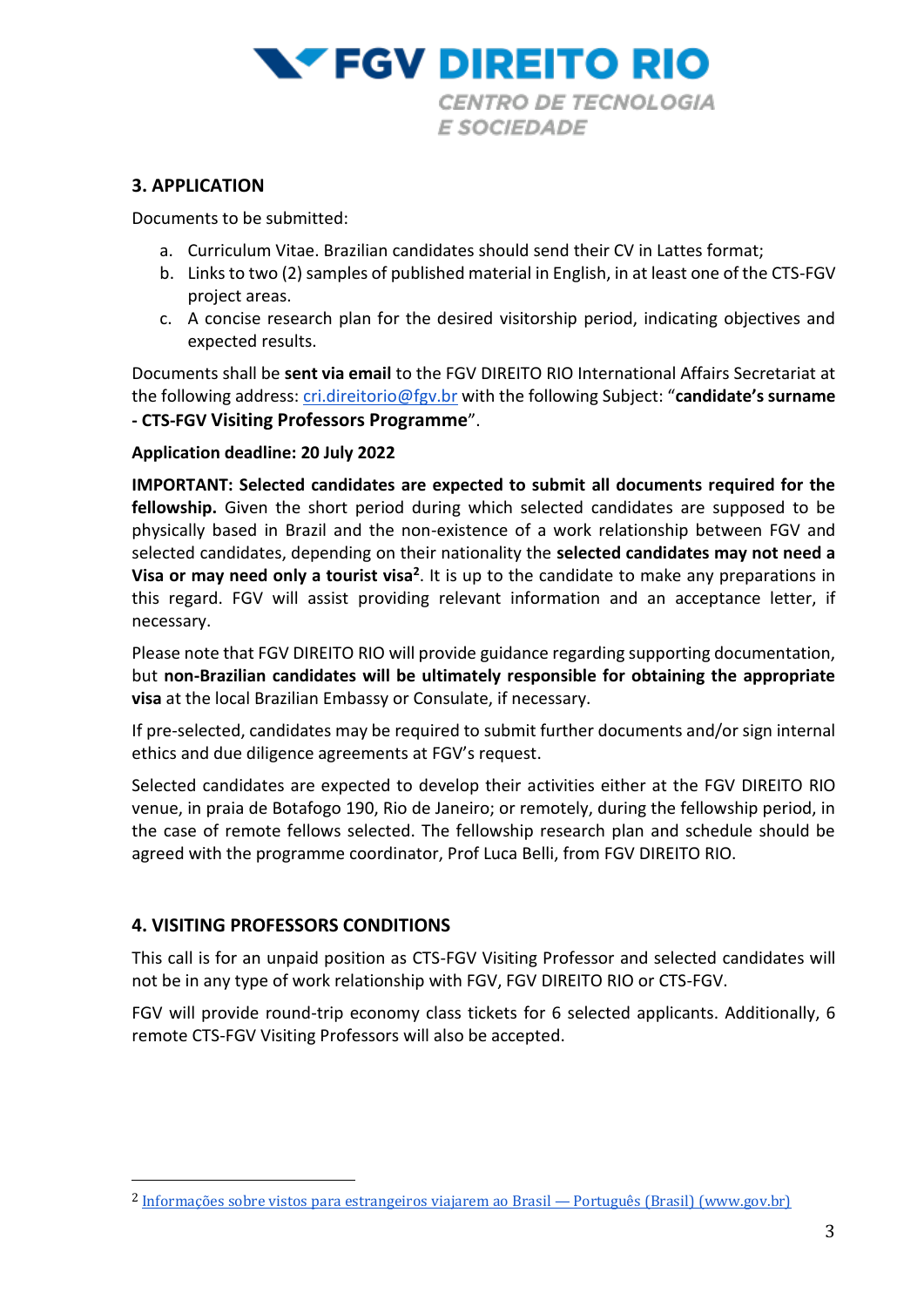## 3. APPLICATION

Documents to be submitted:

a. Curriculum Vitae. Brazilian candidates should send their CV in Lattes format;
b. Links to two (2) samples of published material in English, in at least one of the CTS-FGV project areas.
c. A concise research plan for the desired visitorship period, indicating objectives and expected results.

Documents shall be **sent via email** to the FGV DIREITO RIO International Affairs Secretariat at the following address: cri.direitorio@fgv.br with the following Subject: "**candidate's surname - CTS-FGV Visiting Professors Programme**".

**Application deadline: 20 July 2022**

**IMPORTANT: Selected candidates are expected to submit all documents required for the fellowship.** Given the short period during which selected candidates are supposed to be physically based in Brazil and the non-existence of a work relationship between FGV and selected candidates, depending on their nationality the **selected candidates may not need a Visa or may need only a tourist visa**[2]. It is up to the candidate to make any preparations in this regard. FGV will assist providing relevant information and an acceptance letter, if necessary.

Please note that FGV DIREITO RIO will provide guidance regarding supporting documentation, but **non-Brazilian candidates will be ultimately responsible for obtaining the appropriate visa** at the local Brazilian Embassy or Consulate, if necessary.

If pre-selected, candidates may be required to submit further documents and/or sign internal ethics and due diligence agreements at FGV's request.

Selected candidates are expected to develop their activities either at the FGV DIREITO RIO venue, in praia de Botafogo 190, Rio de Janeiro; or remotely, during the fellowship period, in the case of remote fellows selected. The fellowship research plan and schedule should be agreed with the programme coordinator, Prof Luca Belli, from FGV DIREITO RIO.

## 4. VISITING PROFESSORS CONDITIONS

This call is for an unpaid position as CTS-FGV Visiting Professor and selected candidates will not be in any type of work relationship with FGV, FGV DIREITO RIO or CTS-FGV.

FGV will provide round-trip economy class tickets for 6 selected applicants. Additionally, 6 remote CTS-FGV Visiting Professors will also be accepted.

---

[2] Informações sobre vistos para estrangeiros viajarem ao Brasil — Português (Brasil) (www.gov.br)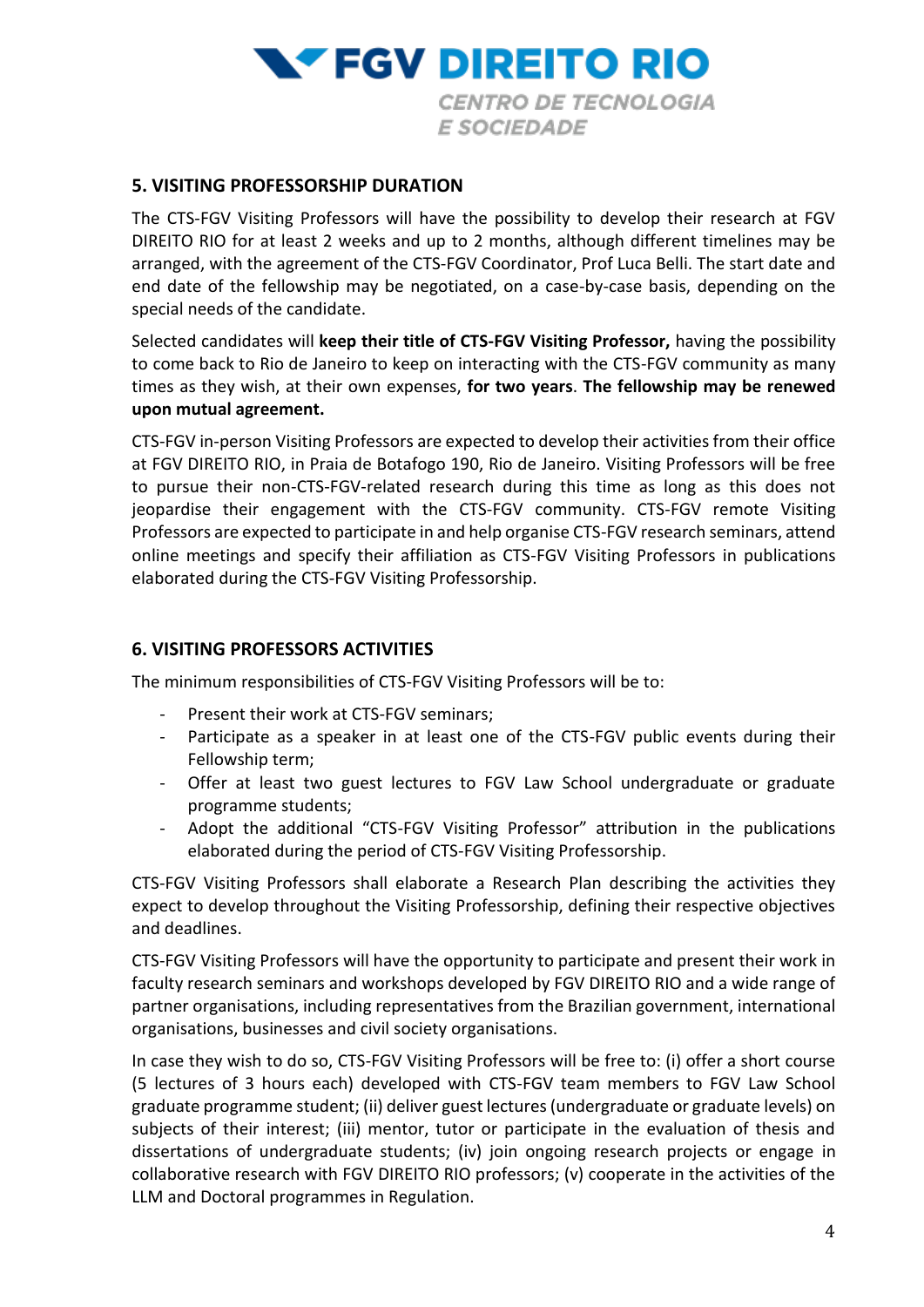## 5. VISITING PROFESSORSHIP DURATION

The CTS-FGV Visiting Professors will have the possibility to develop their research at FGV DIREITO RIO for at least 2 weeks and up to 2 months, although different timelines may be arranged, with the agreement of the CTS-FGV Coordinator, Prof Luca Belli. The start date and end date of the fellowship may be negotiated, on a case-by-case basis, depending on the special needs of the candidate.

Selected candidates will **keep their title of CTS-FGV Visiting Professor,** having the possibility to come back to Rio de Janeiro to keep on interacting with the CTS-FGV community as many times as they wish, at their own expenses, **for two years**. **The fellowship may be renewed upon mutual agreement.**

CTS-FGV in-person Visiting Professors are expected to develop their activities from their office at FGV DIREITO RIO, in Praia de Botafogo 190, Rio de Janeiro. Visiting Professors will be free to pursue their non-CTS-FGV-related research during this time as long as this does not jeopardise their engagement with the CTS-FGV community. CTS-FGV remote Visiting Professors are expected to participate in and help organise CTS-FGV research seminars, attend online meetings and specify their affiliation as CTS-FGV Visiting Professors in publications elaborated during the CTS-FGV Visiting Professorship.

## 6. VISITING PROFESSORS ACTIVITIES

The minimum responsibilities of CTS-FGV Visiting Professors will be to:

- Present their work at CTS-FGV seminars;
- Participate as a speaker in at least one of the CTS-FGV public events during their Fellowship term;
- Offer at least two guest lectures to FGV Law School undergraduate or graduate programme students;
- Adopt the additional "CTS-FGV Visiting Professor" attribution in the publications elaborated during the period of CTS-FGV Visiting Professorship.

CTS-FGV Visiting Professors shall elaborate a Research Plan describing the activities they expect to develop throughout the Visiting Professorship, defining their respective objectives and deadlines.

CTS-FGV Visiting Professors will have the opportunity to participate and present their work in faculty research seminars and workshops developed by FGV DIREITO RIO and a wide range of partner organisations, including representatives from the Brazilian government, international organisations, businesses and civil society organisations.

In case they wish to do so, CTS-FGV Visiting Professors will be free to: (i) offer a short course (5 lectures of 3 hours each) developed with CTS-FGV team members to FGV Law School graduate programme student; (ii) deliver guest lectures (undergraduate or graduate levels) on subjects of their interest; (iii) mentor, tutor or participate in the evaluation of thesis and dissertations of undergraduate students; (iv) join ongoing research projects or engage in collaborative research with FGV DIREITO RIO professors; (v) cooperate in the activities of the LLM and Doctoral programmes in Regulation.